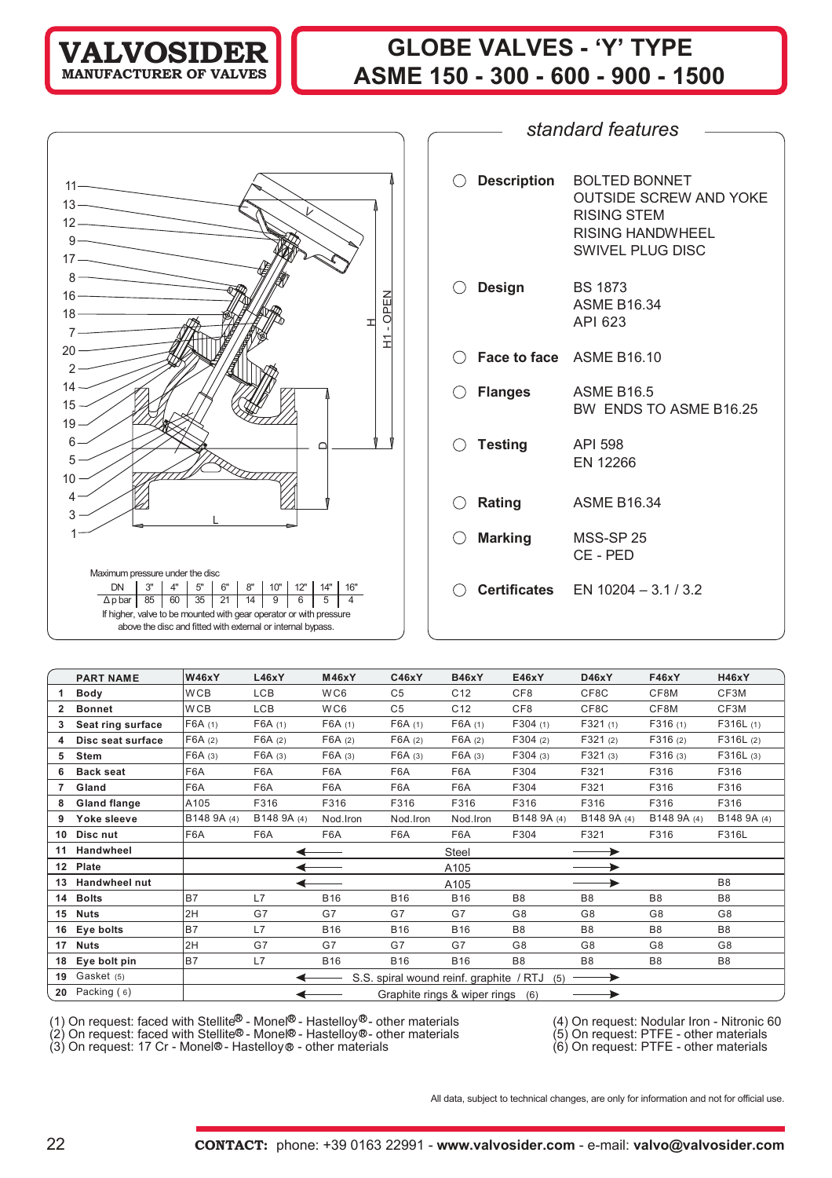# VALVOSIDER
MANUFACTURER OF VALVES

# GLOBE VALVES - 'Y' TYPE
# ASME 150 - 300 - 600 - 900 - 1500

Maximum pressure under the disc

| DN | 3" | 4" | 5" | 6" | 8" | 10" | 12" | 14" | 16" |
|---|---|---|---|---|---|---|---|---|---|
| Δ p bar | 85 | 60 | 35 | 21 | 14 | 9 | 6 | 5 | 4 |

If higher, valve to be mounted with gear operator or with pressure above the disc and fitted with external or internal bypass.

## *standard features*

- **Description** BOLTED BONNET
  OUTSIDE SCREW AND YOKE
  RISING STEM
  RISING HANDWHEEL
  SWIVEL PLUG DISC
- **Design** BS 1873
  ASME B16.34
  API 623
- **Face to face** ASME B16.10
- **Flanges** ASME B16.5
  BW ENDS TO ASME B16.25
- **Testing** API 598
  EN 12266
- **Rating** ASME B16.34
- **Marking** MSS-SP 25
  CE - PED
- **Certificates** EN 10204 – 3.1 / 3.2

| | PART NAME | W46xY | L46xY | M46xY | C46xY | B46xY | E46xY | D46xY | F46xY | H46xY |
|---|---|---|---|---|---|---|---|---|---|---|
| 1 | Body | WCB | LCB | WC6 | C5 | C12 | CF8 | CF8C | CF8M | CF3M |
| 2 | Bonnet | WCB | LCB | WC6 | C5 | C12 | CF8 | CF8C | CF8M | CF3M |
| 3 | Seat ring surface | F6A (1) | F6A (1) | F6A (1) | F6A (1) | F6A (1) | F304 (1) | F321 (1) | F316 (1) | F316L (1) |
| 4 | Disc seat surface | F6A (2) | F6A (2) | F6A (2) | F6A (2) | F6A (2) | F304 (2) | F321 (2) | F316 (2) | F316L (2) |
| 5 | Stem | F6A (3) | F6A (3) | F6A (3) | F6A (3) | F6A (3) | F304 (3) | F321 (3) | F316 (3) | F316L (3) |
| 6 | Back seat | F6A | F6A | F6A | F6A | F6A | F304 | F321 | F316 | F316 |
| 7 | Gland | F6A | F6A | F6A | F6A | F6A | F304 | F321 | F316 | F316 |
| 8 | Gland flange | A105 | F316 | F316 | F316 | F316 | F316 | F316 | F316 | F316 |
| 9 | Yoke sleeve | B148 9A (4) | B148 9A (4) | Nod.Iron | Nod.Iron | Nod.Iron | B148 9A (4) | B148 9A (4) | B148 9A (4) | B148 9A (4) |
| 10 | Disc nut | F6A | F6A | F6A | F6A | F6A | F304 | F321 | F316 | F316L |
| 11 | Handwheel | ← Steel → | | | | | | | | |
| 12 | Plate | ← A105 → | | | | | | | | |
| 13 | Handwheel nut | ← A105 → | | | | | | | | B8 |
| 14 | Bolts | B7 | L7 | B16 | B16 | B16 | B8 | B8 | B8 | B8 |
| 15 | Nuts | 2H | G7 | G7 | G7 | G7 | G8 | G8 | G8 | G8 |
| 16 | Eye bolts | B7 | L7 | B16 | B16 | B16 | B8 | B8 | B8 | B8 |
| 17 | Nuts | 2H | G7 | G7 | G7 | G7 | G8 | G8 | G8 | G8 |
| 18 | Eye bolt pin | B7 | L7 | B16 | B16 | B16 | B8 | B8 | B8 | B8 |
| 19 | Gasket (5) | ← S.S. spiral wound reinf. graphite / RTJ (5) → | | | | | | | | |
| 20 | Packing (6) | ← Graphite rings & wiper rings (6) → | | | | | | | | |

(1) On request: faced with Stellite® - Monel® - Hastelloy® - other materials
(2) On request: faced with Stellite® - Monel® - Hastelloy® - other materials
(3) On request: 17 Cr - Monel® - Hastelloy® - other materials
(4) On request: Nodular Iron - Nitronic 60
(5) On request: PTFE - other materials
(6) On request: PTFE - other materials

All data, subject to technical changes, are only for information and not for official use.

**CONTACT:** phone: +39 0163 22991 - **www.valvosider.com** - e-mail: **valvo@valvosider.com**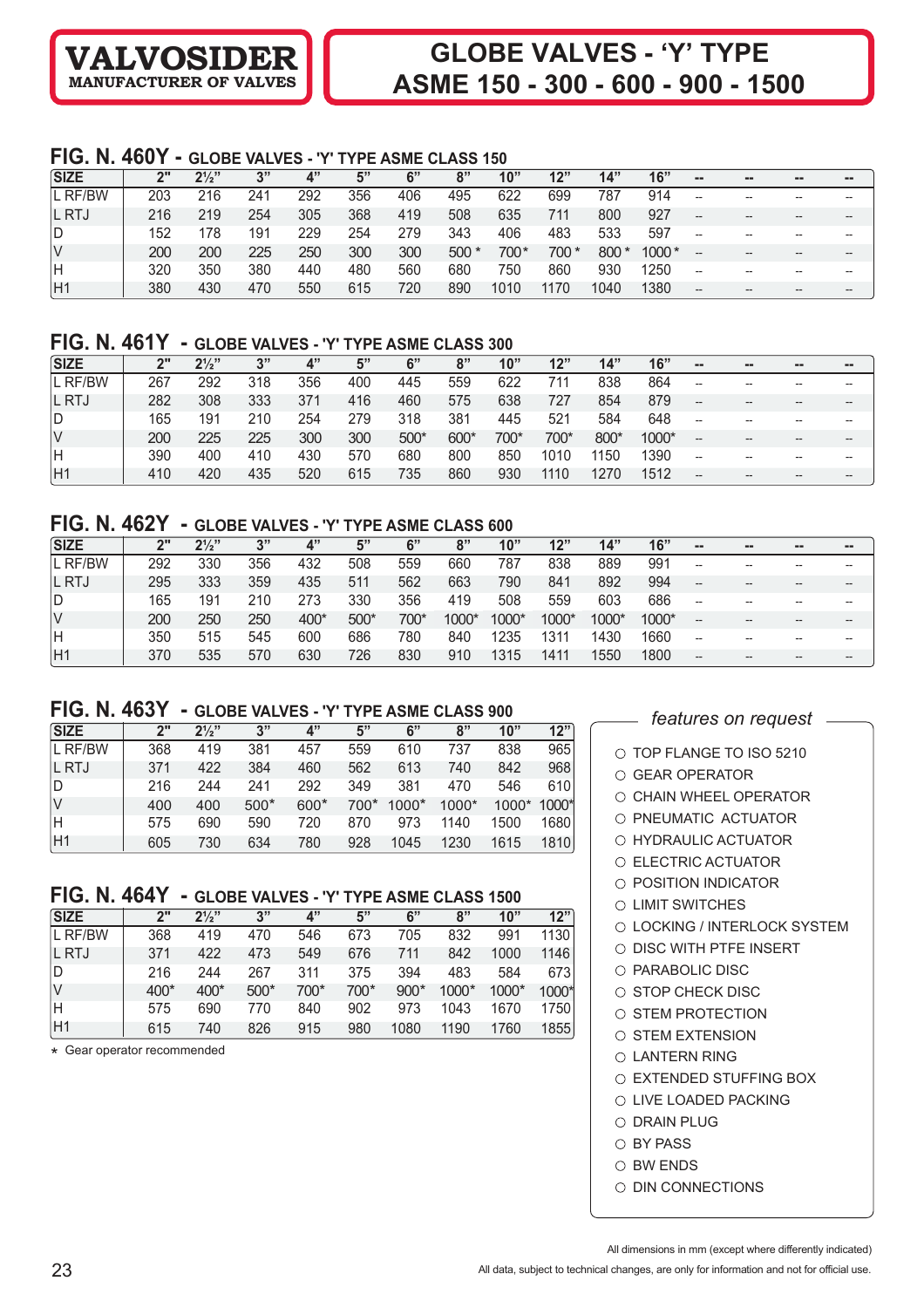# VALVOSIDER
MANUFACTURER OF VALVES

# GLOBE VALVES - 'Y' TYPE ASME 150 - 300 - 600 - 900 - 1500

## FIG. N. 460Y - GLOBE VALVES - 'Y' TYPE ASME CLASS 150

| SIZE | 2" | 2½" | 3" | 4" | 5" | 6" | 8" | 10" | 12" | 14" | 16" | -- | -- | -- | -- |
|---|---|---|---|---|---|---|---|---|---|---|---|---|---|---|---|
| L RF/BW | 203 | 216 | 241 | 292 | 356 | 406 | 495 | 622 | 699 | 787 | 914 | -- | -- | -- | -- |
| L RTJ | 216 | 219 | 254 | 305 | 368 | 419 | 508 | 635 | 711 | 800 | 927 | -- | -- | -- | -- |
| D | 152 | 178 | 191 | 229 | 254 | 279 | 343 | 406 | 483 | 533 | 597 | -- | -- | -- | -- |
| V | 200 | 200 | 225 | 250 | 300 | 300 | 500 * | 700* | 700 * | 800 * | 1000 * | -- | -- | -- | -- |
| H | 320 | 350 | 380 | 440 | 480 | 560 | 680 | 750 | 860 | 930 | 1250 | -- | -- | -- | -- |
| H1 | 380 | 430 | 470 | 550 | 615 | 720 | 890 | 1010 | 1170 | 1040 | 1380 | -- | -- | -- | -- |

## FIG. N. 461Y - GLOBE VALVES - 'Y' TYPE ASME CLASS 300

| SIZE | 2" | 2½" | 3" | 4" | 5" | 6" | 8" | 10" | 12" | 14" | 16" | -- | -- | -- | -- |
|---|---|---|---|---|---|---|---|---|---|---|---|---|---|---|---|
| L RF/BW | 267 | 292 | 318 | 356 | 400 | 445 | 559 | 622 | 711 | 838 | 864 | -- | -- | -- | -- |
| L RTJ | 282 | 308 | 333 | 371 | 416 | 460 | 575 | 638 | 727 | 854 | 879 | -- | -- | -- | -- |
| D | 165 | 191 | 210 | 254 | 279 | 318 | 381 | 445 | 521 | 584 | 648 | -- | -- | -- | -- |
| V | 200 | 225 | 225 | 300 | 300 | 500* | 600* | 700* | 700* | 800* | 1000* | -- | -- | -- | -- |
| H | 390 | 400 | 410 | 430 | 570 | 680 | 800 | 850 | 1010 | 1150 | 1390 | -- | -- | -- | -- |
| H1 | 410 | 420 | 435 | 520 | 615 | 735 | 860 | 930 | 1110 | 1270 | 1512 | -- | -- | -- | -- |

## FIG. N. 462Y - GLOBE VALVES - 'Y' TYPE ASME CLASS 600

| SIZE | 2" | 2½" | 3" | 4" | 5" | 6" | 8" | 10" | 12" | 14" | 16" | -- | -- | -- | -- |
|---|---|---|---|---|---|---|---|---|---|---|---|---|---|---|---|
| L RF/BW | 292 | 330 | 356 | 432 | 508 | 559 | 660 | 787 | 838 | 889 | 991 | -- | -- | -- | -- |
| L RTJ | 295 | 333 | 359 | 435 | 511 | 562 | 663 | 790 | 841 | 892 | 994 | -- | -- | -- | -- |
| D | 165 | 191 | 210 | 273 | 330 | 356 | 419 | 508 | 559 | 603 | 686 | -- | -- | -- | -- |
| V | 200 | 250 | 250 | 400* | 500* | 700* | 1000* | 1000* | 1000* | 1000* | 1000* | -- | -- | -- | -- |
| H | 350 | 515 | 545 | 600 | 686 | 780 | 840 | 1235 | 1311 | 1430 | 1660 | -- | -- | -- | -- |
| H1 | 370 | 535 | 570 | 630 | 726 | 830 | 910 | 1315 | 1411 | 1550 | 1800 | -- | -- | -- | -- |

## FIG. N. 463Y - GLOBE VALVES - 'Y' TYPE ASME CLASS 900

| SIZE | 2" | 2½" | 3" | 4" | 5" | 6" | 8" | 10" | 12" |
|---|---|---|---|---|---|---|---|---|---|
| L RF/BW | 368 | 419 | 381 | 457 | 559 | 610 | 737 | 838 | 965 |
| L RTJ | 371 | 422 | 384 | 460 | 562 | 613 | 740 | 842 | 968 |
| D | 216 | 244 | 241 | 292 | 349 | 381 | 470 | 546 | 610 |
| V | 400 | 400 | 500* | 600* | 700* | 1000* | 1000* | 1000* | 1000* |
| H | 575 | 690 | 590 | 720 | 870 | 973 | 1140 | 1500 | 1680 |
| H1 | 605 | 730 | 634 | 780 | 928 | 1045 | 1230 | 1615 | 1810 |

## FIG. N. 464Y - GLOBE VALVES - 'Y' TYPE ASME CLASS 1500

| SIZE | 2" | 2½" | 3" | 4" | 5" | 6" | 8" | 10" | 12" |
|---|---|---|---|---|---|---|---|---|---|
| L RF/BW | 368 | 419 | 470 | 546 | 673 | 705 | 832 | 991 | 1130 |
| L RTJ | 371 | 422 | 473 | 549 | 676 | 711 | 842 | 1000 | 1146 |
| D | 216 | 244 | 267 | 311 | 375 | 394 | 483 | 584 | 673 |
| V | 400* | 400* | 500* | 700* | 700* | 900* | 1000* | 1000* | 1000* |
| H | 575 | 690 | 770 | 840 | 902 | 973 | 1043 | 1670 | 1750 |
| H1 | 615 | 740 | 826 | 915 | 980 | 1080 | 1190 | 1760 | 1855 |

* Gear operator recommended

### *features on request*

- ○ TOP FLANGE TO ISO 5210
- ○ GEAR OPERATOR
- ○ CHAIN WHEEL OPERATOR
- ○ PNEUMATIC ACTUATOR
- ○ HYDRAULIC ACTUATOR
- ○ ELECTRIC ACTUATOR
- ○ POSITION INDICATOR
- ○ LIMIT SWITCHES
- ○ LOCKING / INTERLOCK SYSTEM
- ○ DISC WITH PTFE INSERT
- ○ PARABOLIC DISC
- ○ STOP CHECK DISC
- ○ STEM PROTECTION
- ○ STEM EXTENSION
- ○ LANTERN RING
- ○ EXTENDED STUFFING BOX
- ○ LIVE LOADED PACKING
- ○ DRAIN PLUG
- ○ BY PASS
- ○ BW ENDS
- ○ DIN CONNECTIONS

All dimensions in mm (except where differently indicated)

All data, subject to technical changes, are only for information and not for official use.